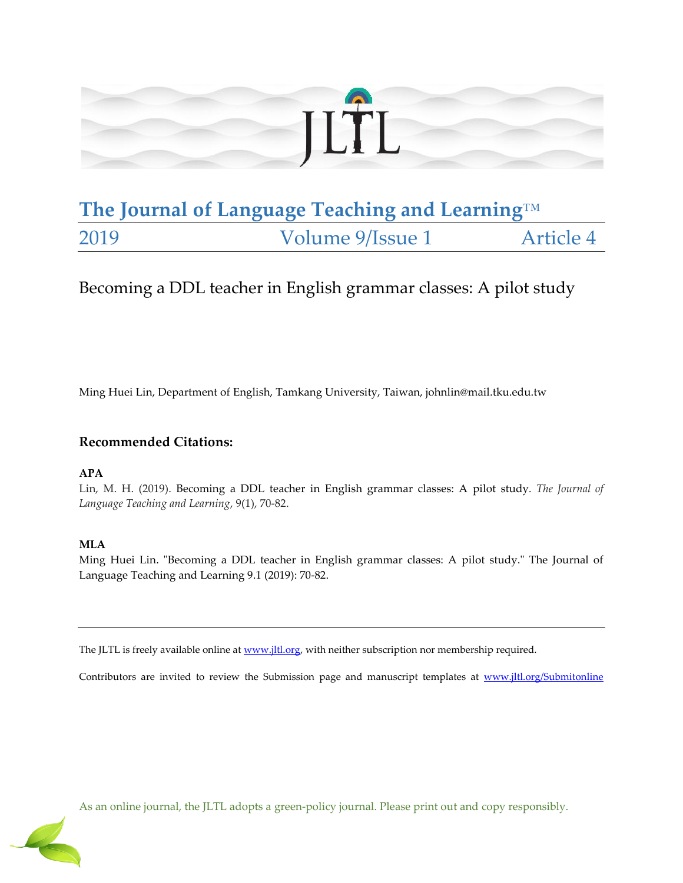# The Journal of Language Teaching and Learning™

2019 | Volume 9/Issue 1 | Article 4

## Becoming a DDL teacher in English grammar classes: A pilot study

Ming Huei Lin, Department of English, Tamkang University, Taiwan, johnlin@mail.tku.edu.tw

### Recommended Citations:

**APA**

Lin, M. H. (2019). Becoming a DDL teacher in English grammar classes: A pilot study. *The Journal of Language Teaching and Learning*, 9(1), 70-82.

**MLA**

Ming Huei Lin. "Becoming a DDL teacher in English grammar classes: A pilot study." The Journal of Language Teaching and Learning 9.1 (2019): 70-82.

---

The JLTL is freely available online at www.jltl.org, with neither subscription nor membership required.

Contributors are invited to review the Submission page and manuscript templates at www.jltl.org/Submitonline

As an online journal, the JLTL adopts a green-policy journal. Please print out and copy responsibly.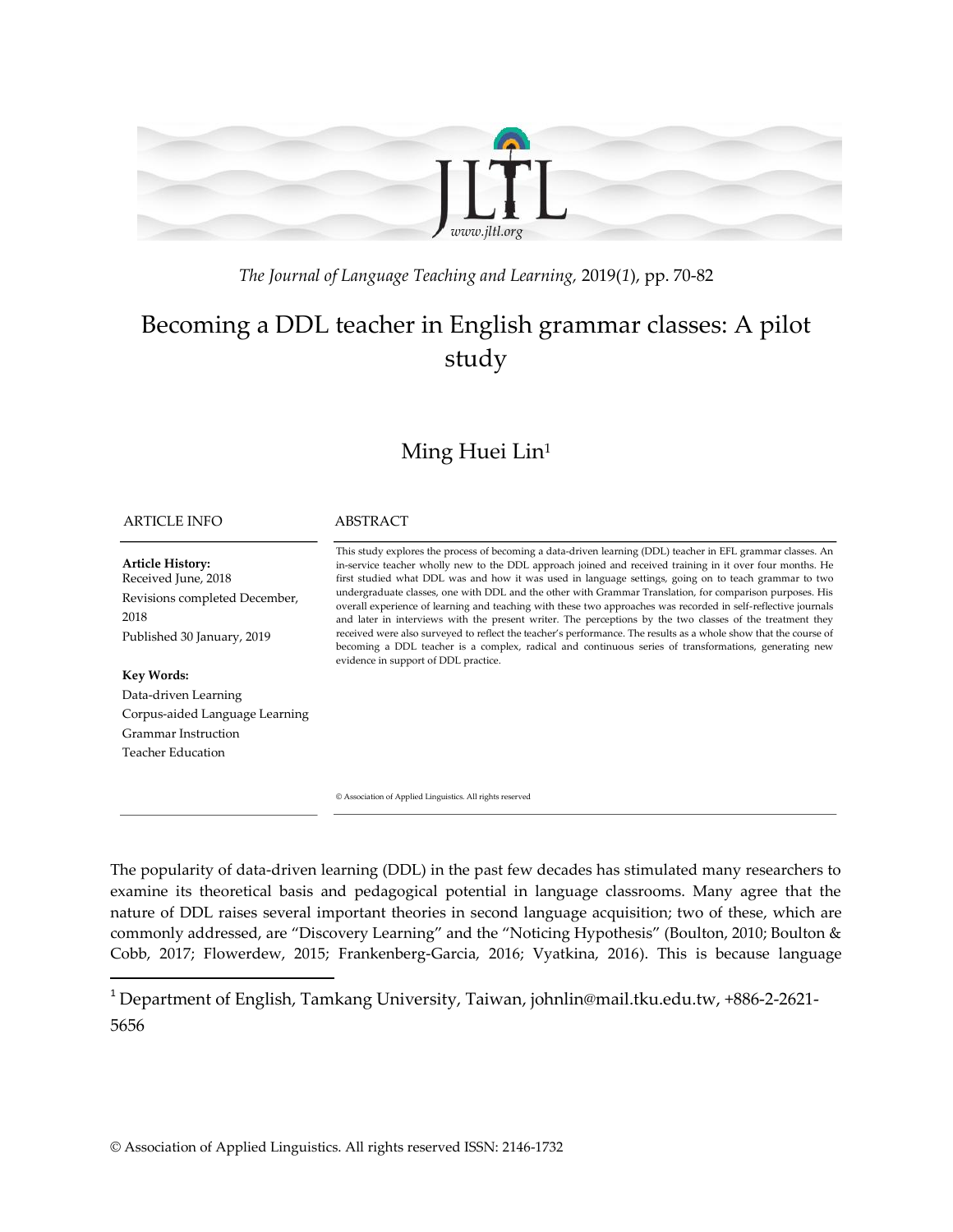*The Journal of Language Teaching and Learning,* 2019(*1*), pp. 70-82

# Becoming a DDL teacher in English grammar classes: A pilot study

Ming Huei Lin[1]

ARTICLE INFO

**Article History:**
Received June, 2018
Revisions completed December, 2018
Published 30 January, 2019

**Key Words:**
Data-driven Learning
Corpus-aided Language Learning
Grammar Instruction
Teacher Education

ABSTRACT

This study explores the process of becoming a data-driven learning (DDL) teacher in EFL grammar classes. An in-service teacher wholly new to the DDL approach joined and received training in it over four months. He first studied what DDL was and how it was used in language settings, going on to teach grammar to two undergraduate classes, one with DDL and the other with Grammar Translation, for comparison purposes. His overall experience of learning and teaching with these two approaches was recorded in self-reflective journals and later in interviews with the present writer. The perceptions by the two classes of the treatment they received were also surveyed to reflect the teacher's performance. The results as a whole show that the course of becoming a DDL teacher is a complex, radical and continuous series of transformations, generating new evidence in support of DDL practice.

© Association of Applied Linguistics. All rights reserved

The popularity of data-driven learning (DDL) in the past few decades has stimulated many researchers to examine its theoretical basis and pedagogical potential in language classrooms. Many agree that the nature of DDL raises several important theories in second language acquisition; two of these, which are commonly addressed, are "Discovery Learning" and the "Noticing Hypothesis" (Boulton, 2010; Boulton & Cobb, 2017; Flowerdew, 2015; Frankenberg-Garcia, 2016; Vyatkina, 2016). This is because language

[1] Department of English, Tamkang University, Taiwan, johnlin@mail.tku.edu.tw, +886-2-2621-5656

© Association of Applied Linguistics. All rights reserved ISSN: 2146-1732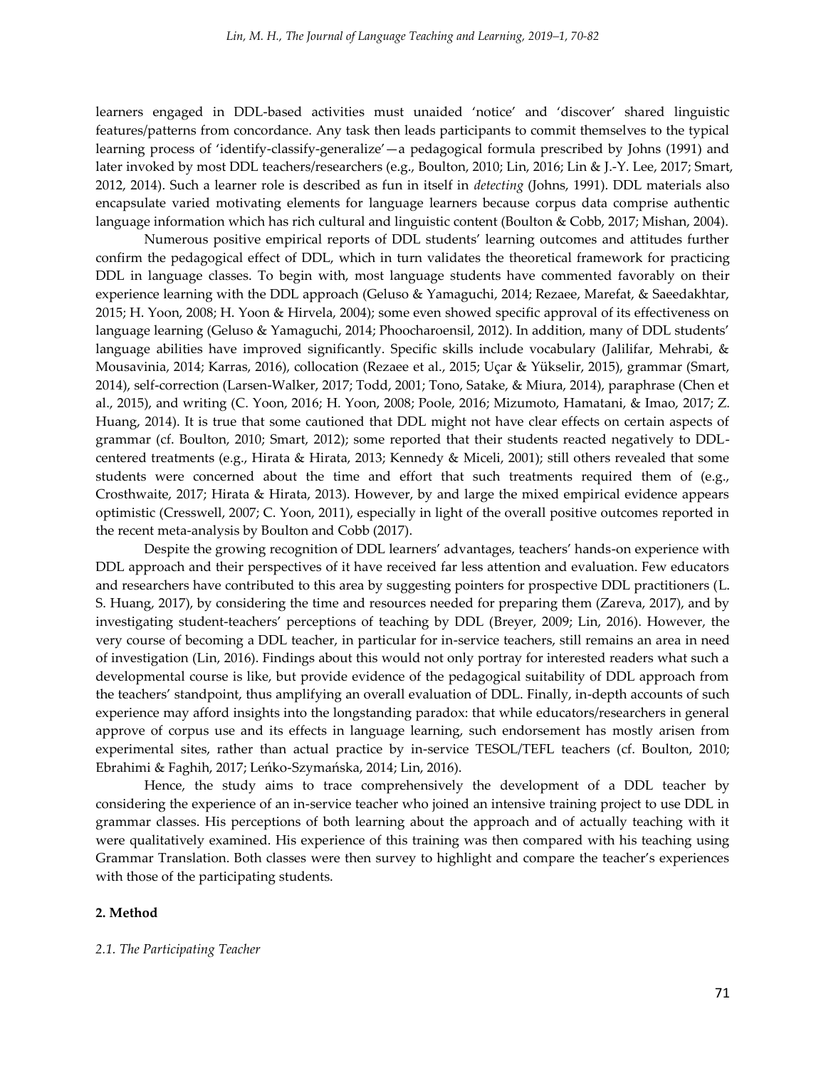learners engaged in DDL-based activities must unaided 'notice' and 'discover' shared linguistic features/patterns from concordance. Any task then leads participants to commit themselves to the typical learning process of 'identify-classify-generalize'—a pedagogical formula prescribed by Johns (1991) and later invoked by most DDL teachers/researchers (e.g., Boulton, 2010; Lin, 2016; Lin & J.-Y. Lee, 2017; Smart, 2012, 2014). Such a learner role is described as fun in itself in *detecting* (Johns, 1991). DDL materials also encapsulate varied motivating elements for language learners because corpus data comprise authentic language information which has rich cultural and linguistic content (Boulton & Cobb, 2017; Mishan, 2004).

Numerous positive empirical reports of DDL students' learning outcomes and attitudes further confirm the pedagogical effect of DDL, which in turn validates the theoretical framework for practicing DDL in language classes. To begin with, most language students have commented favorably on their experience learning with the DDL approach (Geluso & Yamaguchi, 2014; Rezaee, Marefat, & Saeedakhtar, 2015; H. Yoon, 2008; H. Yoon & Hirvela, 2004); some even showed specific approval of its effectiveness on language learning (Geluso & Yamaguchi, 2014; Phoocharoensil, 2012). In addition, many of DDL students' language abilities have improved significantly. Specific skills include vocabulary (Jalilifar, Mehrabi, & Mousavinia, 2014; Karras, 2016), collocation (Rezaee et al., 2015; Uçar & Yükselir, 2015), grammar (Smart, 2014), self-correction (Larsen-Walker, 2017; Todd, 2001; Tono, Satake, & Miura, 2014), paraphrase (Chen et al., 2015), and writing (C. Yoon, 2016; H. Yoon, 2008; Poole, 2016; Mizumoto, Hamatani, & Imao, 2017; Z. Huang, 2014). It is true that some cautioned that DDL might not have clear effects on certain aspects of grammar (cf. Boulton, 2010; Smart, 2012); some reported that their students reacted negatively to DDL-centered treatments (e.g., Hirata & Hirata, 2013; Kennedy & Miceli, 2001); still others revealed that some students were concerned about the time and effort that such treatments required them of (e.g., Crosthwaite, 2017; Hirata & Hirata, 2013). However, by and large the mixed empirical evidence appears optimistic (Cresswell, 2007; C. Yoon, 2011), especially in light of the overall positive outcomes reported in the recent meta-analysis by Boulton and Cobb (2017).

Despite the growing recognition of DDL learners' advantages, teachers' hands-on experience with DDL approach and their perspectives of it have received far less attention and evaluation. Few educators and researchers have contributed to this area by suggesting pointers for prospective DDL practitioners (L. S. Huang, 2017), by considering the time and resources needed for preparing them (Zareva, 2017), and by investigating student-teachers' perceptions of teaching by DDL (Breyer, 2009; Lin, 2016). However, the very course of becoming a DDL teacher, in particular for in-service teachers, still remains an area in need of investigation (Lin, 2016). Findings about this would not only portray for interested readers what such a developmental course is like, but provide evidence of the pedagogical suitability of DDL approach from the teachers' standpoint, thus amplifying an overall evaluation of DDL. Finally, in-depth accounts of such experience may afford insights into the longstanding paradox: that while educators/researchers in general approve of corpus use and its effects in language learning, such endorsement has mostly arisen from experimental sites, rather than actual practice by in-service TESOL/TEFL teachers (cf. Boulton, 2010; Ebrahimi & Faghih, 2017; Leńko-Szymańska, 2014; Lin, 2016).

Hence, the study aims to trace comprehensively the development of a DDL teacher by considering the experience of an in-service teacher who joined an intensive training project to use DDL in grammar classes. His perceptions of both learning about the approach and of actually teaching with it were qualitatively examined. His experience of this training was then compared with his teaching using Grammar Translation. Both classes were then survey to highlight and compare the teacher's experiences with those of the participating students.

## 2. Method

### *2.1. The Participating Teacher*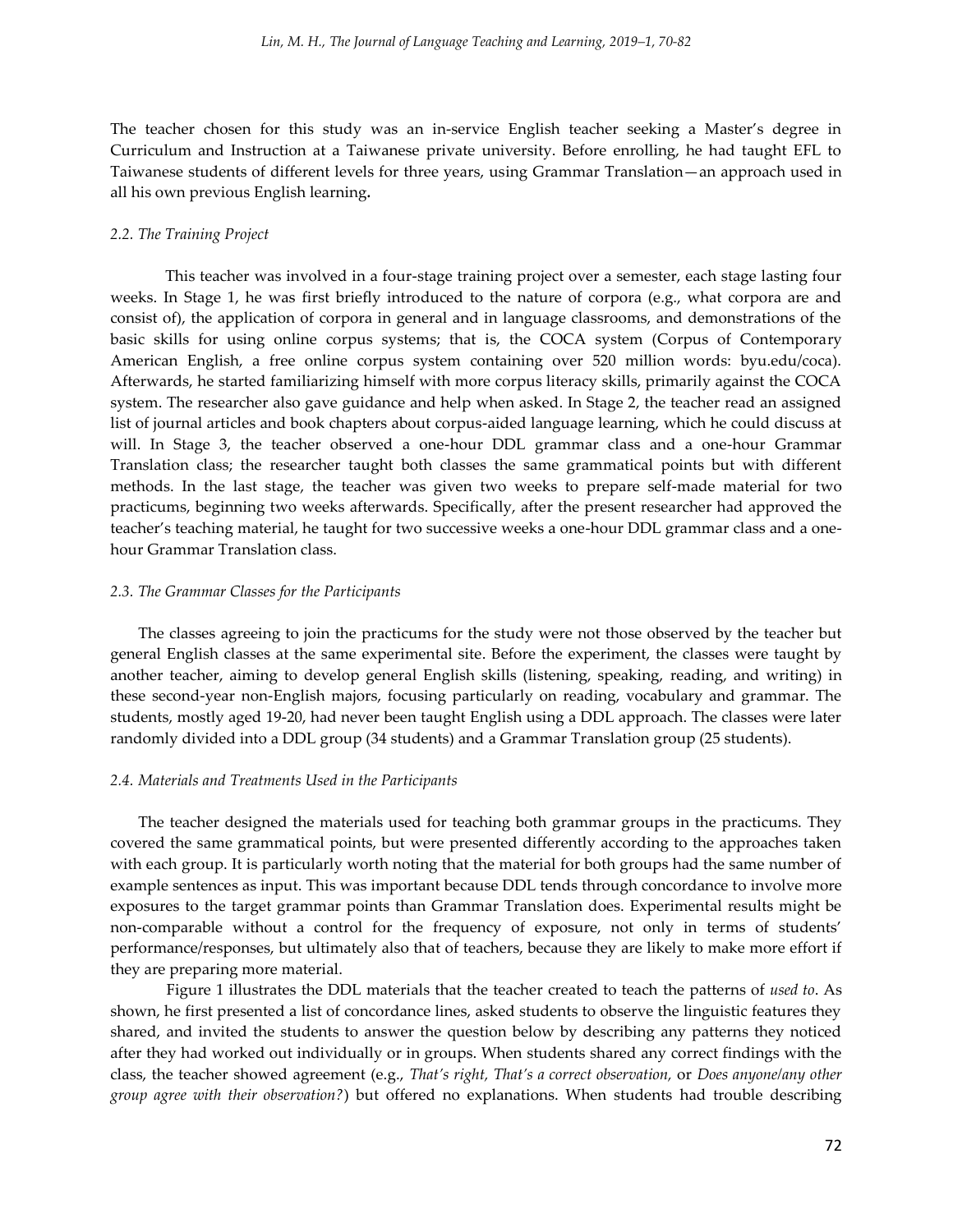The teacher chosen for this study was an in-service English teacher seeking a Master's degree in Curriculum and Instruction at a Taiwanese private university. Before enrolling, he had taught EFL to Taiwanese students of different levels for three years, using Grammar Translation—an approach used in all his own previous English learning**.**

### *2.2. The Training Project*

This teacher was involved in a four-stage training project over a semester, each stage lasting four weeks. In Stage 1, he was first briefly introduced to the nature of corpora (e.g., what corpora are and consist of), the application of corpora in general and in language classrooms, and demonstrations of the basic skills for using online corpus systems; that is, the COCA system (Corpus of Contemporary American English, a free online corpus system containing over 520 million words: byu.edu/coca). Afterwards, he started familiarizing himself with more corpus literacy skills, primarily against the COCA system. The researcher also gave guidance and help when asked. In Stage 2, the teacher read an assigned list of journal articles and book chapters about corpus-aided language learning, which he could discuss at will. In Stage 3, the teacher observed a one-hour DDL grammar class and a one-hour Grammar Translation class; the researcher taught both classes the same grammatical points but with different methods. In the last stage, the teacher was given two weeks to prepare self-made material for two practicums, beginning two weeks afterwards. Specifically, after the present researcher had approved the teacher's teaching material, he taught for two successive weeks a one-hour DDL grammar class and a one-hour Grammar Translation class.

### *2.3. The Grammar Classes for the Participants*

The classes agreeing to join the practicums for the study were not those observed by the teacher but general English classes at the same experimental site. Before the experiment, the classes were taught by another teacher, aiming to develop general English skills (listening, speaking, reading, and writing) in these second-year non-English majors, focusing particularly on reading, vocabulary and grammar. The students, mostly aged 19-20, had never been taught English using a DDL approach. The classes were later randomly divided into a DDL group (34 students) and a Grammar Translation group (25 students).

### *2.4. Materials and Treatments Used in the Participants*

The teacher designed the materials used for teaching both grammar groups in the practicums. They covered the same grammatical points, but were presented differently according to the approaches taken with each group. It is particularly worth noting that the material for both groups had the same number of example sentences as input. This was important because DDL tends through concordance to involve more exposures to the target grammar points than Grammar Translation does. Experimental results might be non-comparable without a control for the frequency of exposure, not only in terms of students' performance/responses, but ultimately also that of teachers, because they are likely to make more effort if they are preparing more material.

Figure 1 illustrates the DDL materials that the teacher created to teach the patterns of *used to*. As shown, he first presented a list of concordance lines, asked students to observe the linguistic features they shared, and invited the students to answer the question below by describing any patterns they noticed after they had worked out individually or in groups. When students shared any correct findings with the class, the teacher showed agreement (e.g., *That's right, That's a correct observation,* or *Does anyone/any other group agree with their observation?*) but offered no explanations. When students had trouble describing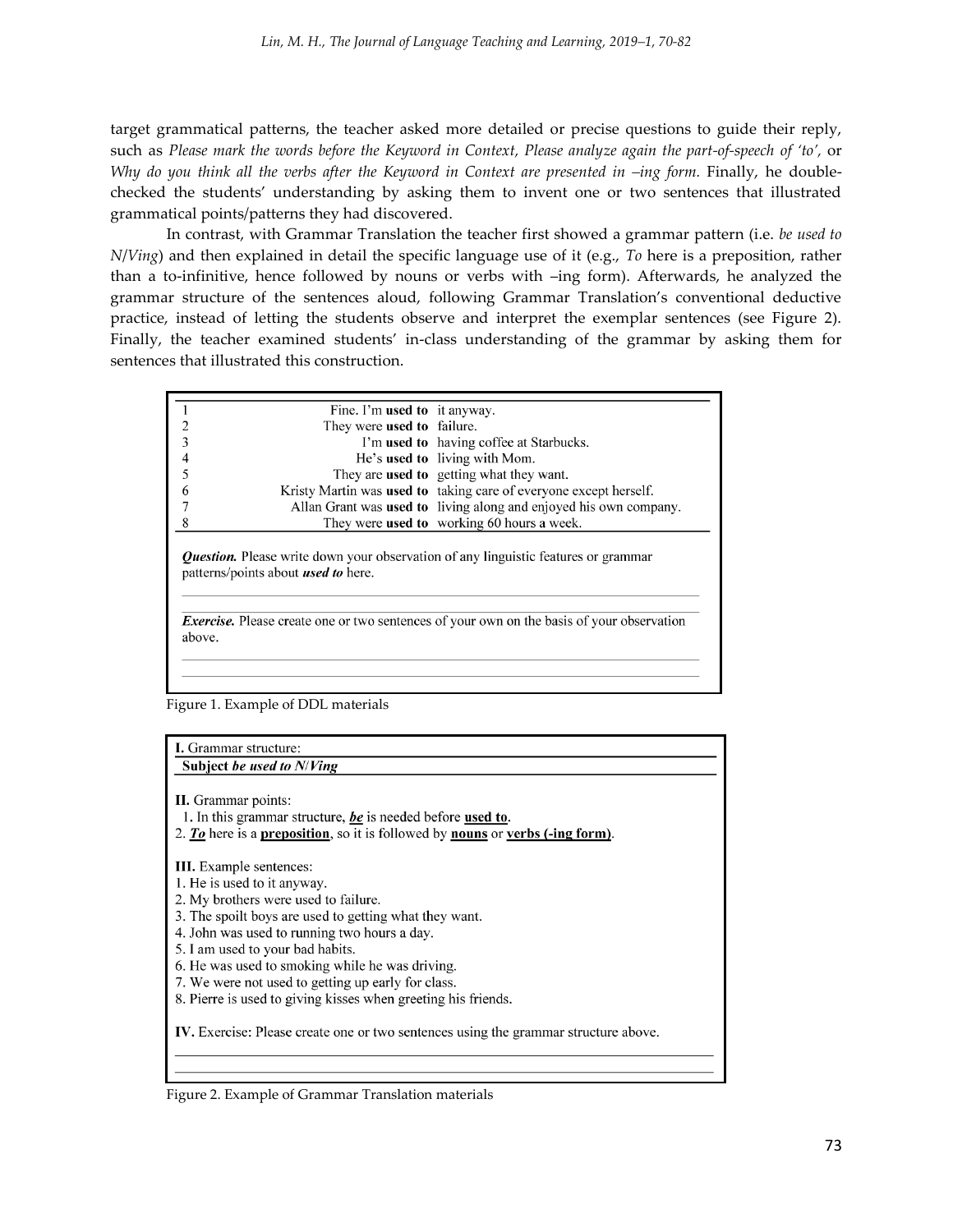target grammatical patterns, the teacher asked more detailed or precise questions to guide their reply, such as *Please mark the words before the Keyword in Context, Please analyze again the part-of-speech of 'to',* or *Why do you think all the verbs after the Keyword in Context are presented in –ing form.* Finally, he double-checked the students' understanding by asking them to invent one or two sentences that illustrated grammatical points/patterns they had discovered.

In contrast, with Grammar Translation the teacher first showed a grammar pattern (i.e. *be used to N/Ving*) and then explained in detail the specific language use of it (e.g., *To* here is a preposition, rather than a to-infinitive, hence followed by nouns or verbs with –ing form). Afterwards, he analyzed the grammar structure of the sentences aloud, following Grammar Translation's conventional deductive practice, instead of letting the students observe and interpret the exemplar sentences (see Figure 2). Finally, the teacher examined students' in-class understanding of the grammar by asking them for sentences that illustrated this construction.

| | | |
|---|---|---|
| 1 | Fine. I'm **used to** | it anyway. |
| 2 | They were **used to** | failure. |
| 3 | I'm **used to** | having coffee at Starbucks. |
| 4 | He's **used to** | living with Mom. |
| 5 | They are **used to** | getting what they want. |
| 6 | Kristy Martin was **used to** | taking care of everyone except herself. |
| 7 | Allan Grant was **used to** | living along and enjoyed his own company. |
| 8 | They were **used to** | working 60 hours a week. |

***Question.*** Please write down your observation of any linguistic features or grammar patterns/points about ***used to*** here.

______________________________

***Exercise.*** Please create one or two sentences of your own on the basis of your observation above.

______________________________

Figure 1. Example of DDL materials

**I.** Grammar structure:

**Subject *be used to N/Ving***

**II.** Grammar points:

1. In this grammar structure, ***be*** is needed before **used to**.
2. ***To*** here is a **preposition**, so it is followed by **nouns** or **verbs (-ing form)**.

**III.** Example sentences:

1. He is used to it anyway.
2. My brothers were used to failure.
3. The spoilt boys are used to getting what they want.
4. John was used to running two hours a day.
5. I am used to your bad habits.
6. He was used to smoking while he was driving.
7. We were not used to getting up early for class.
8. Pierre is used to giving kisses when greeting his friends.

**IV.** Exercise: Please create one or two sentences using the grammar structure above.

______________________________

Figure 2. Example of Grammar Translation materials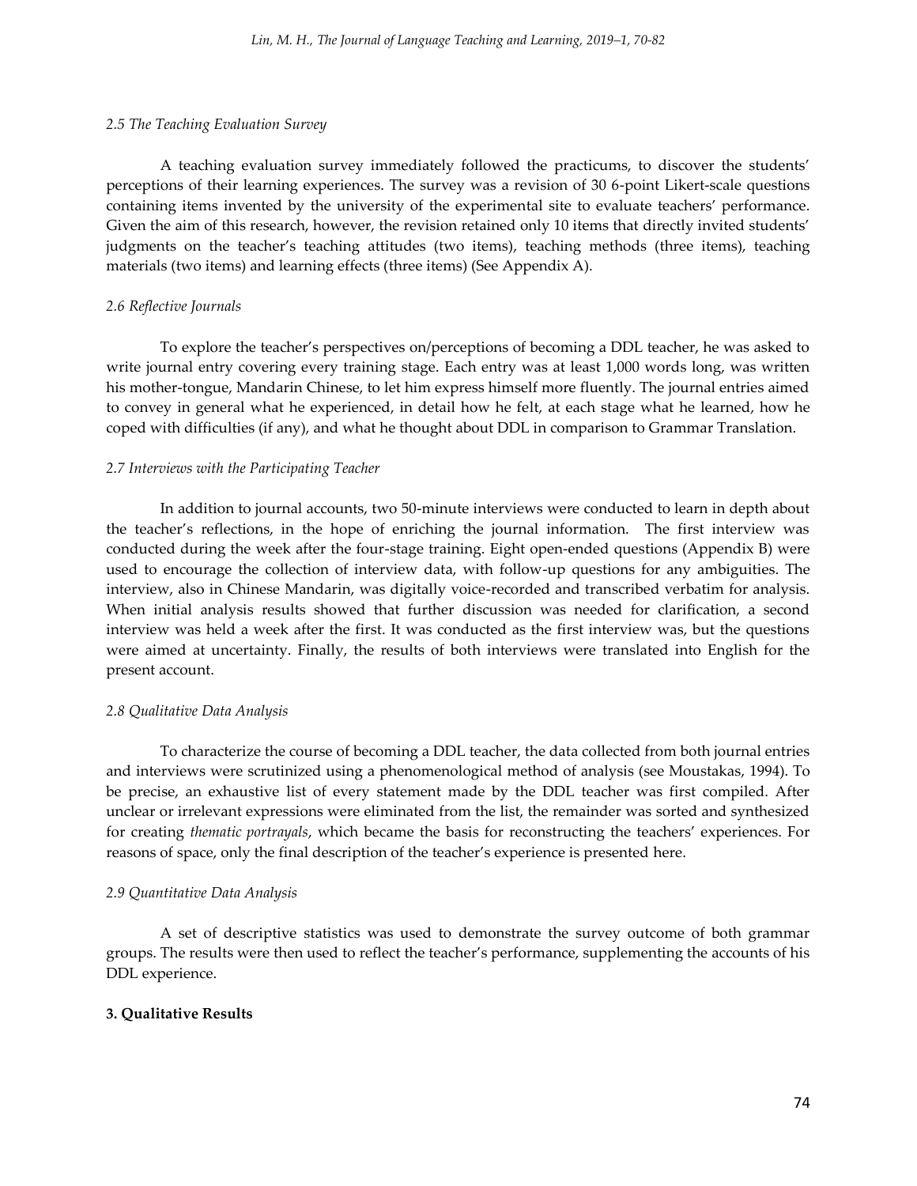### *2.5 The Teaching Evaluation Survey*

A teaching evaluation survey immediately followed the practicums, to discover the students' perceptions of their learning experiences. The survey was a revision of 30 6-point Likert-scale questions containing items invented by the university of the experimental site to evaluate teachers' performance. Given the aim of this research, however, the revision retained only 10 items that directly invited students' judgments on the teacher's teaching attitudes (two items), teaching methods (three items), teaching materials (two items) and learning effects (three items) (See Appendix A).

### *2.6 Reflective Journals*

To explore the teacher's perspectives on/perceptions of becoming a DDL teacher, he was asked to write journal entry covering every training stage. Each entry was at least 1,000 words long, was written his mother-tongue, Mandarin Chinese, to let him express himself more fluently. The journal entries aimed to convey in general what he experienced, in detail how he felt, at each stage what he learned, how he coped with difficulties (if any), and what he thought about DDL in comparison to Grammar Translation.

### *2.7 Interviews with the Participating Teacher*

In addition to journal accounts, two 50-minute interviews were conducted to learn in depth about the teacher's reflections, in the hope of enriching the journal information. The first interview was conducted during the week after the four-stage training. Eight open-ended questions (Appendix B) were used to encourage the collection of interview data, with follow-up questions for any ambiguities. The interview, also in Chinese Mandarin, was digitally voice-recorded and transcribed verbatim for analysis. When initial analysis results showed that further discussion was needed for clarification, a second interview was held a week after the first. It was conducted as the first interview was, but the questions were aimed at uncertainty. Finally, the results of both interviews were translated into English for the present account.

### *2.8 Qualitative Data Analysis*

To characterize the course of becoming a DDL teacher, the data collected from both journal entries and interviews were scrutinized using a phenomenological method of analysis (see Moustakas, 1994). To be precise, an exhaustive list of every statement made by the DDL teacher was first compiled. After unclear or irrelevant expressions were eliminated from the list, the remainder was sorted and synthesized for creating *thematic portrayals*, which became the basis for reconstructing the teachers' experiences. For reasons of space, only the final description of the teacher's experience is presented here.

### *2.9 Quantitative Data Analysis*

A set of descriptive statistics was used to demonstrate the survey outcome of both grammar groups. The results were then used to reflect the teacher's performance, supplementing the accounts of his DDL experience.

## **3. Qualitative Results**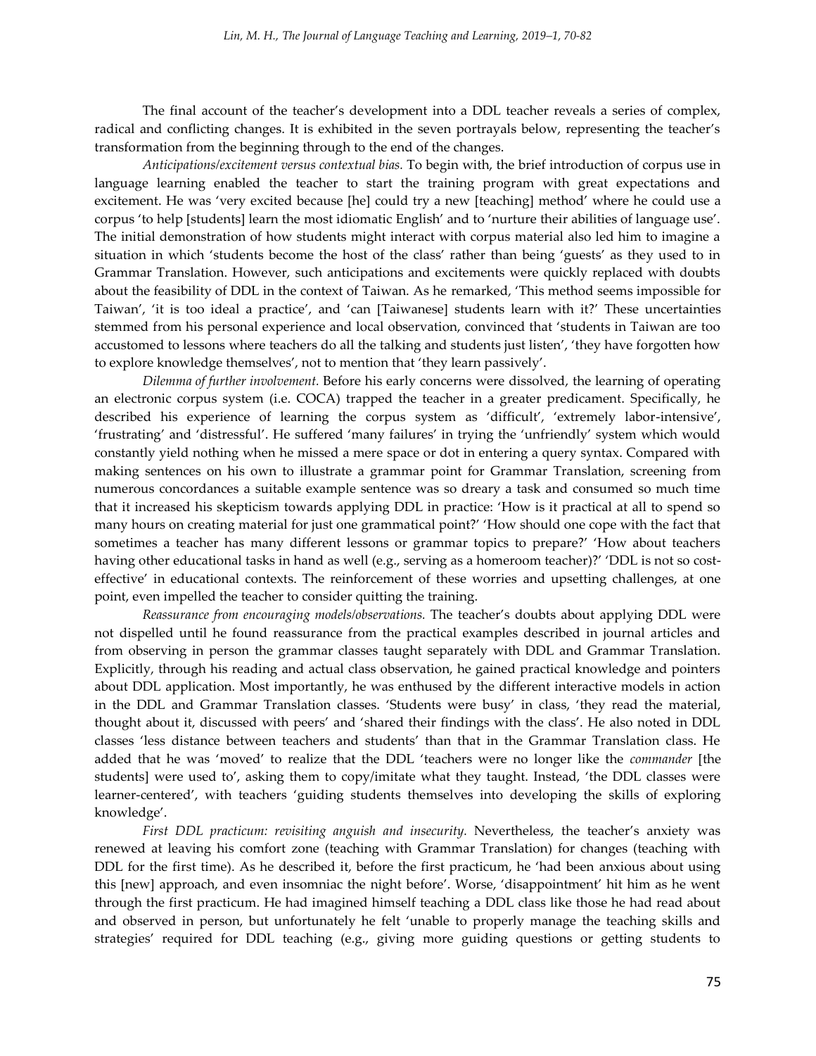The final account of the teacher's development into a DDL teacher reveals a series of complex, radical and conflicting changes. It is exhibited in the seven portrayals below, representing the teacher's transformation from the beginning through to the end of the changes.

*Anticipations/excitement versus contextual bias.* To begin with, the brief introduction of corpus use in language learning enabled the teacher to start the training program with great expectations and excitement. He was 'very excited because [he] could try a new [teaching] method' where he could use a corpus 'to help [students] learn the most idiomatic English' and to 'nurture their abilities of language use'. The initial demonstration of how students might interact with corpus material also led him to imagine a situation in which 'students become the host of the class' rather than being 'guests' as they used to in Grammar Translation. However, such anticipations and excitements were quickly replaced with doubts about the feasibility of DDL in the context of Taiwan. As he remarked, 'This method seems impossible for Taiwan', 'it is too ideal a practice', and 'can [Taiwanese] students learn with it?' These uncertainties stemmed from his personal experience and local observation, convinced that 'students in Taiwan are too accustomed to lessons where teachers do all the talking and students just listen', 'they have forgotten how to explore knowledge themselves', not to mention that 'they learn passively'.

*Dilemma of further involvement.* Before his early concerns were dissolved, the learning of operating an electronic corpus system (i.e. COCA) trapped the teacher in a greater predicament. Specifically, he described his experience of learning the corpus system as 'difficult', 'extremely labor-intensive', 'frustrating' and 'distressful'. He suffered 'many failures' in trying the 'unfriendly' system which would constantly yield nothing when he missed a mere space or dot in entering a query syntax. Compared with making sentences on his own to illustrate a grammar point for Grammar Translation, screening from numerous concordances a suitable example sentence was so dreary a task and consumed so much time that it increased his skepticism towards applying DDL in practice: 'How is it practical at all to spend so many hours on creating material for just one grammatical point?' 'How should one cope with the fact that sometimes a teacher has many different lessons or grammar topics to prepare?' 'How about teachers having other educational tasks in hand as well (e.g., serving as a homeroom teacher)?' 'DDL is not so cost-effective' in educational contexts. The reinforcement of these worries and upsetting challenges, at one point, even impelled the teacher to consider quitting the training.

*Reassurance from encouraging models/observations.* The teacher's doubts about applying DDL were not dispelled until he found reassurance from the practical examples described in journal articles and from observing in person the grammar classes taught separately with DDL and Grammar Translation. Explicitly, through his reading and actual class observation, he gained practical knowledge and pointers about DDL application. Most importantly, he was enthused by the different interactive models in action in the DDL and Grammar Translation classes. 'Students were busy' in class, 'they read the material, thought about it, discussed with peers' and 'shared their findings with the class'. He also noted in DDL classes 'less distance between teachers and students' than that in the Grammar Translation class. He added that he was 'moved' to realize that the DDL 'teachers were no longer like the *commander* [the students] were used to', asking them to copy/imitate what they taught. Instead, 'the DDL classes were learner-centered', with teachers 'guiding students themselves into developing the skills of exploring knowledge'.

*First DDL practicum: revisiting anguish and insecurity.* Nevertheless, the teacher's anxiety was renewed at leaving his comfort zone (teaching with Grammar Translation) for changes (teaching with DDL for the first time). As he described it, before the first practicum, he 'had been anxious about using this [new] approach, and even insomniac the night before'. Worse, 'disappointment' hit him as he went through the first practicum. He had imagined himself teaching a DDL class like those he had read about and observed in person, but unfortunately he felt 'unable to properly manage the teaching skills and strategies' required for DDL teaching (e.g., giving more guiding questions or getting students to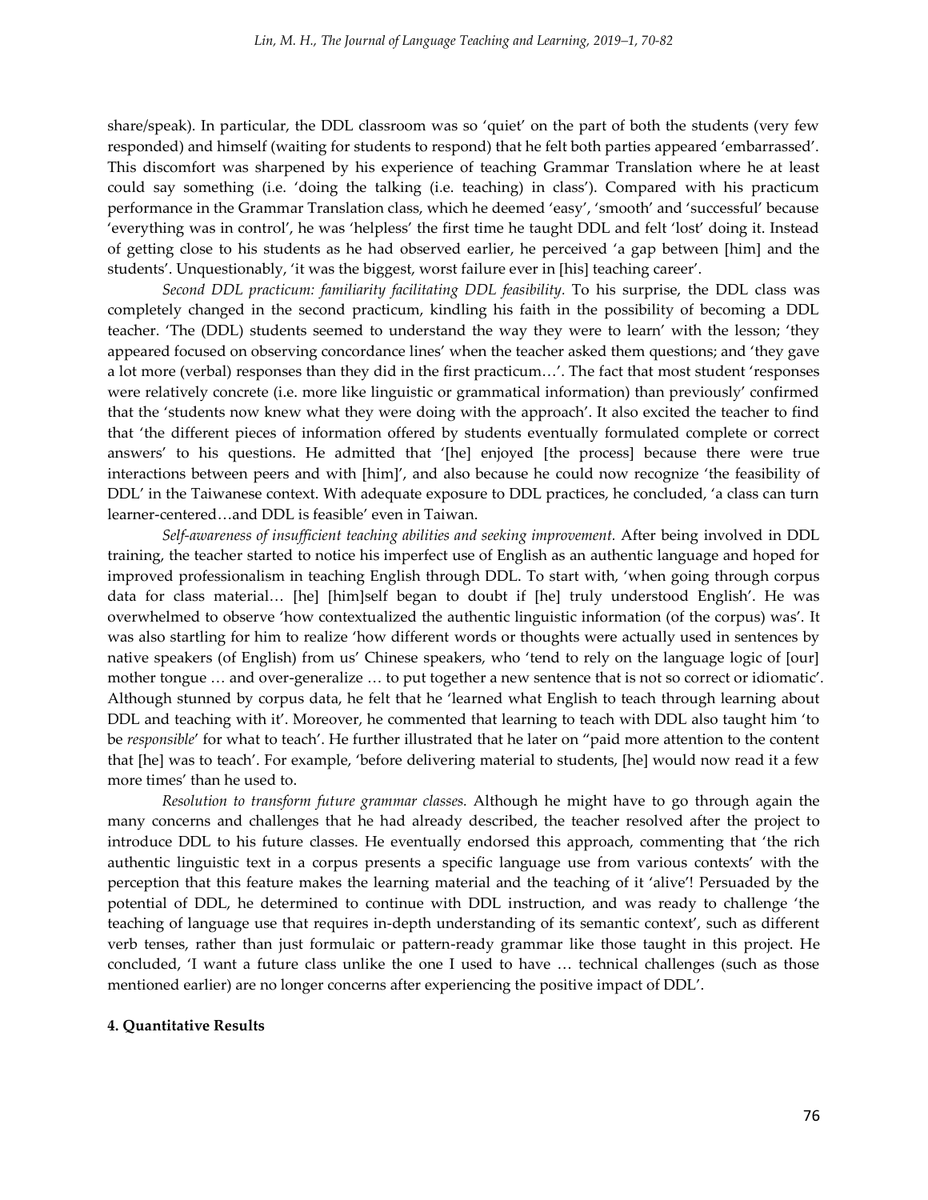share/speak). In particular, the DDL classroom was so 'quiet' on the part of both the students (very few responded) and himself (waiting for students to respond) that he felt both parties appeared 'embarrassed'. This discomfort was sharpened by his experience of teaching Grammar Translation where he at least could say something (i.e. 'doing the talking (i.e. teaching) in class'). Compared with his practicum performance in the Grammar Translation class, which he deemed 'easy', 'smooth' and 'successful' because 'everything was in control', he was 'helpless' the first time he taught DDL and felt 'lost' doing it. Instead of getting close to his students as he had observed earlier, he perceived 'a gap between [him] and the students'. Unquestionably, 'it was the biggest, worst failure ever in [his] teaching career'.

*Second DDL practicum: familiarity facilitating DDL feasibility.* To his surprise, the DDL class was completely changed in the second practicum, kindling his faith in the possibility of becoming a DDL teacher. 'The (DDL) students seemed to understand the way they were to learn' with the lesson; 'they appeared focused on observing concordance lines' when the teacher asked them questions; and 'they gave a lot more (verbal) responses than they did in the first practicum…'. The fact that most student 'responses were relatively concrete (i.e. more like linguistic or grammatical information) than previously' confirmed that the 'students now knew what they were doing with the approach'. It also excited the teacher to find that 'the different pieces of information offered by students eventually formulated complete or correct answers' to his questions. He admitted that '[he] enjoyed [the process] because there were true interactions between peers and with [him]', and also because he could now recognize 'the feasibility of DDL' in the Taiwanese context. With adequate exposure to DDL practices, he concluded, 'a class can turn learner-centered…and DDL is feasible' even in Taiwan.

*Self-awareness of insufficient teaching abilities and seeking improvement.* After being involved in DDL training, the teacher started to notice his imperfect use of English as an authentic language and hoped for improved professionalism in teaching English through DDL. To start with, 'when going through corpus data for class material… [he] [him]self began to doubt if [he] truly understood English'. He was overwhelmed to observe 'how contextualized the authentic linguistic information (of the corpus) was'. It was also startling for him to realize 'how different words or thoughts were actually used in sentences by native speakers (of English) from us' Chinese speakers, who 'tend to rely on the language logic of [our] mother tongue … and over-generalize … to put together a new sentence that is not so correct or idiomatic'. Although stunned by corpus data, he felt that he 'learned what English to teach through learning about DDL and teaching with it'. Moreover, he commented that learning to teach with DDL also taught him 'to be *responsible*' for what to teach'. He further illustrated that he later on "paid more attention to the content that [he] was to teach'. For example, 'before delivering material to students, [he] would now read it a few more times' than he used to.

*Resolution to transform future grammar classes.* Although he might have to go through again the many concerns and challenges that he had already described, the teacher resolved after the project to introduce DDL to his future classes. He eventually endorsed this approach, commenting that 'the rich authentic linguistic text in a corpus presents a specific language use from various contexts' with the perception that this feature makes the learning material and the teaching of it 'alive'! Persuaded by the potential of DDL, he determined to continue with DDL instruction, and was ready to challenge 'the teaching of language use that requires in-depth understanding of its semantic context', such as different verb tenses, rather than just formulaic or pattern-ready grammar like those taught in this project. He concluded, 'I want a future class unlike the one I used to have … technical challenges (such as those mentioned earlier) are no longer concerns after experiencing the positive impact of DDL'.

## 4. Quantitative Results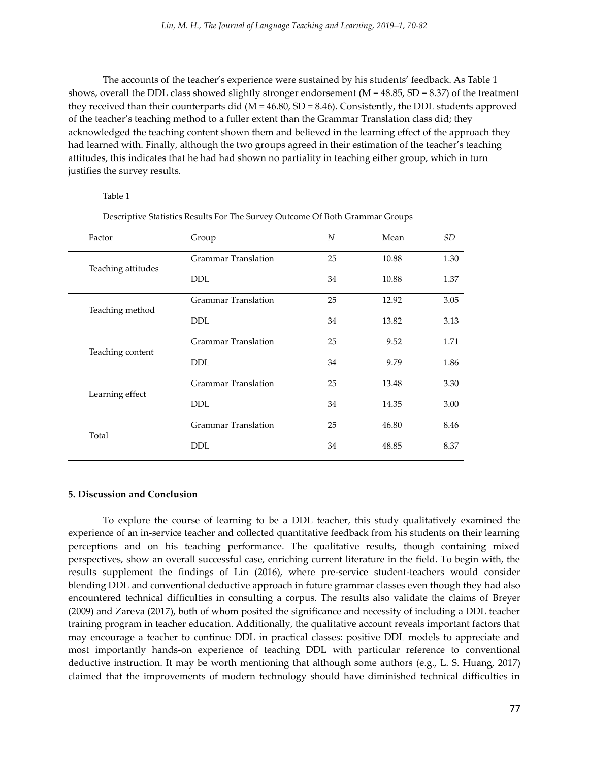The accounts of the teacher's experience were sustained by his students' feedback. As Table 1 shows, overall the DDL class showed slightly stronger endorsement ($M = 48.85$, $SD = 8.37$) of the treatment they received than their counterparts did ($M = 46.80$, $SD = 8.46$). Consistently, the DDL students approved of the teacher's teaching method to a fuller extent than the Grammar Translation class did; they acknowledged the teaching content shown them and believed in the learning effect of the approach they had learned with. Finally, although the two groups agreed in their estimation of the teacher's teaching attitudes, this indicates that he had had shown no partiality in teaching either group, which in turn justifies the survey results.

Table 1

Descriptive Statistics Results For The Survey Outcome Of Both Grammar Groups

| Factor | Group | *N* | Mean | *SD* |
|---|---|---|---|---|
| Teaching attitudes | Grammar Translation | 25 | 10.88 | 1.30 |
| | DDL | 34 | 10.88 | 1.37 |
| Teaching method | Grammar Translation | 25 | 12.92 | 3.05 |
| | DDL | 34 | 13.82 | 3.13 |
| Teaching content | Grammar Translation | 25 | 9.52 | 1.71 |
| | DDL | 34 | 9.79 | 1.86 |
| Learning effect | Grammar Translation | 25 | 13.48 | 3.30 |
| | DDL | 34 | 14.35 | 3.00 |
| Total | Grammar Translation | 25 | 46.80 | 8.46 |
| | DDL | 34 | 48.85 | 8.37 |

## 5. Discussion and Conclusion

To explore the course of learning to be a DDL teacher, this study qualitatively examined the experience of an in-service teacher and collected quantitative feedback from his students on their learning perceptions and on his teaching performance. The qualitative results, though containing mixed perspectives, show an overall successful case, enriching current literature in the field. To begin with, the results supplement the findings of Lin (2016), where pre-service student-teachers would consider blending DDL and conventional deductive approach in future grammar classes even though they had also encountered technical difficulties in consulting a corpus. The results also validate the claims of Breyer (2009) and Zareva (2017), both of whom posited the significance and necessity of including a DDL teacher training program in teacher education. Additionally, the qualitative account reveals important factors that may encourage a teacher to continue DDL in practical classes: positive DDL models to appreciate and most importantly hands-on experience of teaching DDL with particular reference to conventional deductive instruction. It may be worth mentioning that although some authors (e.g., L. S. Huang, 2017) claimed that the improvements of modern technology should have diminished technical difficulties in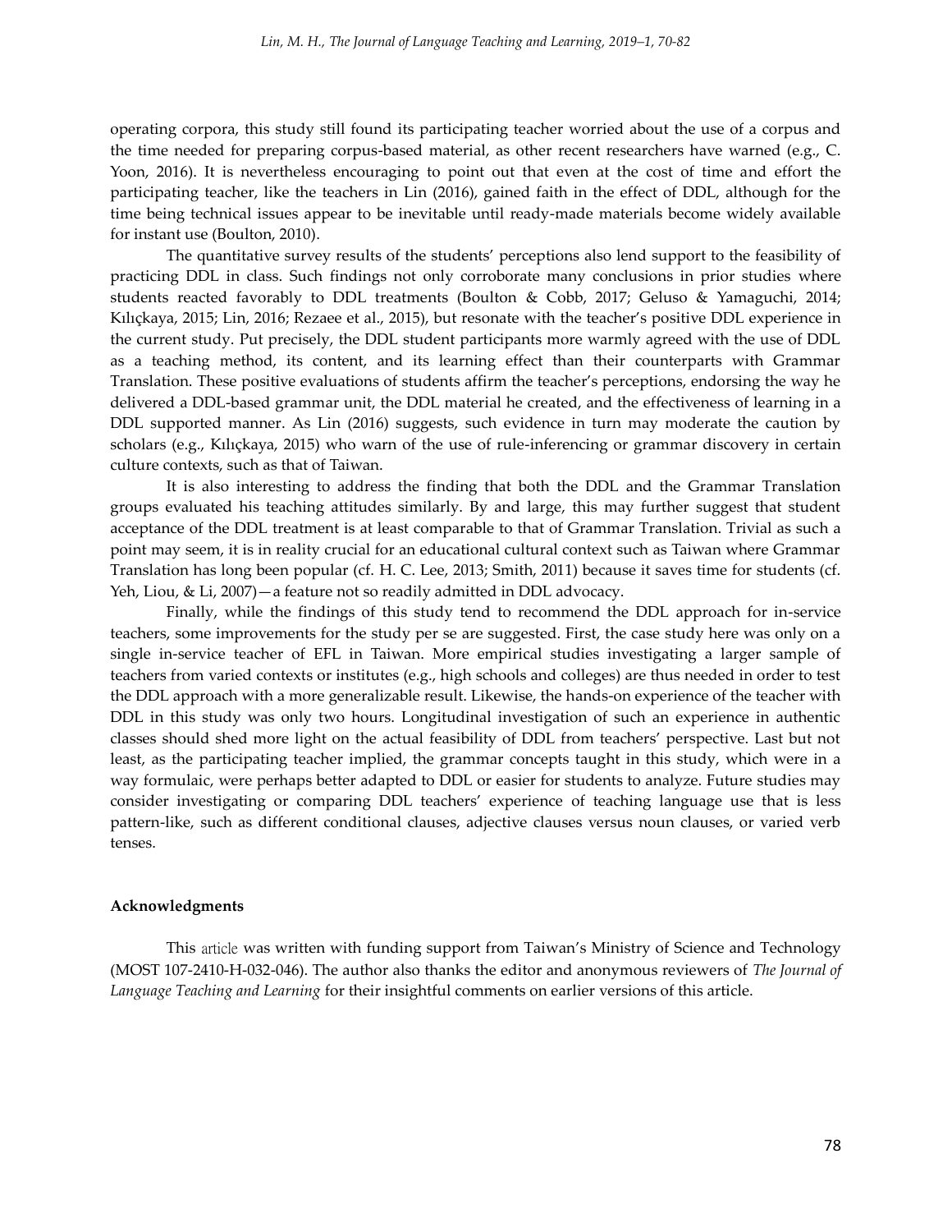operating corpora, this study still found its participating teacher worried about the use of a corpus and the time needed for preparing corpus-based material, as other recent researchers have warned (e.g., C. Yoon, 2016). It is nevertheless encouraging to point out that even at the cost of time and effort the participating teacher, like the teachers in Lin (2016), gained faith in the effect of DDL, although for the time being technical issues appear to be inevitable until ready-made materials become widely available for instant use (Boulton, 2010).

The quantitative survey results of the students' perceptions also lend support to the feasibility of practicing DDL in class. Such findings not only corroborate many conclusions in prior studies where students reacted favorably to DDL treatments (Boulton & Cobb, 2017; Geluso & Yamaguchi, 2014; Kılıçkaya, 2015; Lin, 2016; Rezaee et al., 2015), but resonate with the teacher's positive DDL experience in the current study. Put precisely, the DDL student participants more warmly agreed with the use of DDL as a teaching method, its content, and its learning effect than their counterparts with Grammar Translation. These positive evaluations of students affirm the teacher's perceptions, endorsing the way he delivered a DDL-based grammar unit, the DDL material he created, and the effectiveness of learning in a DDL supported manner. As Lin (2016) suggests, such evidence in turn may moderate the caution by scholars (e.g., Kılıçkaya, 2015) who warn of the use of rule-inferencing or grammar discovery in certain culture contexts, such as that of Taiwan.

It is also interesting to address the finding that both the DDL and the Grammar Translation groups evaluated his teaching attitudes similarly. By and large, this may further suggest that student acceptance of the DDL treatment is at least comparable to that of Grammar Translation. Trivial as such a point may seem, it is in reality crucial for an educational cultural context such as Taiwan where Grammar Translation has long been popular (cf. H. C. Lee, 2013; Smith, 2011) because it saves time for students (cf. Yeh, Liou, & Li, 2007)—a feature not so readily admitted in DDL advocacy.

Finally, while the findings of this study tend to recommend the DDL approach for in-service teachers, some improvements for the study per se are suggested. First, the case study here was only on a single in-service teacher of EFL in Taiwan. More empirical studies investigating a larger sample of teachers from varied contexts or institutes (e.g., high schools and colleges) are thus needed in order to test the DDL approach with a more generalizable result. Likewise, the hands-on experience of the teacher with DDL in this study was only two hours. Longitudinal investigation of such an experience in authentic classes should shed more light on the actual feasibility of DDL from teachers' perspective. Last but not least, as the participating teacher implied, the grammar concepts taught in this study, which were in a way formulaic, were perhaps better adapted to DDL or easier for students to analyze. Future studies may consider investigating or comparing DDL teachers' experience of teaching language use that is less pattern-like, such as different conditional clauses, adjective clauses versus noun clauses, or varied verb tenses.

### Acknowledgments

This article was written with funding support from Taiwan's Ministry of Science and Technology (MOST 107-2410-H-032-046). The author also thanks the editor and anonymous reviewers of *The Journal of Language Teaching and Learning* for their insightful comments on earlier versions of this article.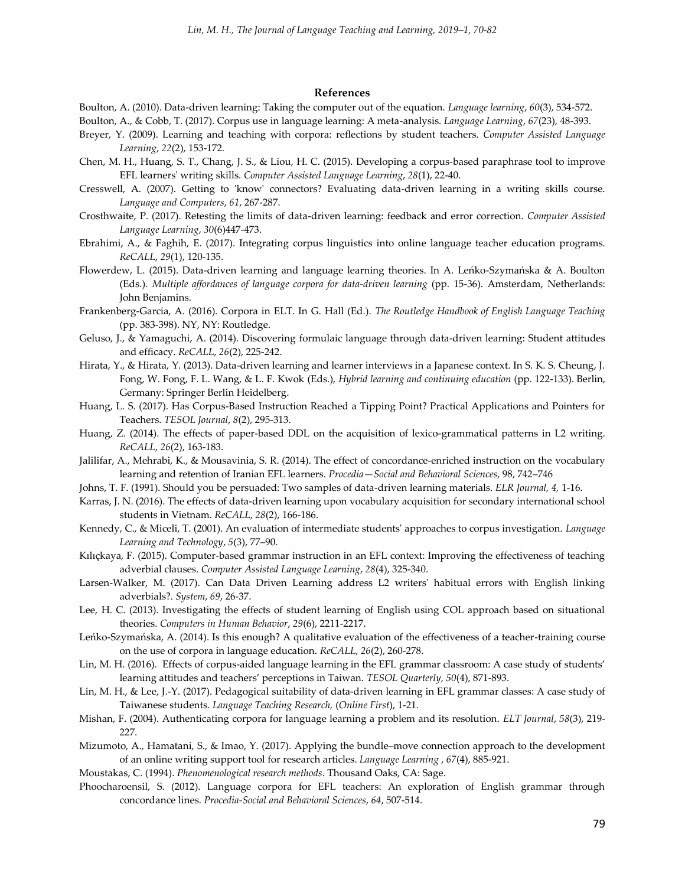## References

Boulton, A. (2010). Data-driven learning: Taking the computer out of the equation. *Language learning*, *60*(3), 534-572.

Boulton, A., & Cobb, T. (2017). Corpus use in language learning: A meta-analysis. *Language Learning*, *67*(23), 48-393.

Breyer, Y. (2009). Learning and teaching with corpora: reflections by student teachers. *Computer Assisted Language Learning*, *22*(2), 153-172.

Chen, M. H., Huang, S. T., Chang, J. S., & Liou, H. C. (2015). Developing a corpus-based paraphrase tool to improve EFL learners' writing skills. *Computer Assisted Language Learning*, *28*(1), 22-40.

Cresswell, A. (2007). Getting to 'know' connectors? Evaluating data-driven learning in a writing skills course. *Language and Computers*, *61*, 267-287.

Crosthwaite, P. (2017). Retesting the limits of data-driven learning: feedback and error correction. *Computer Assisted Language Learning*, *30*(6)447-473.

Ebrahimi, A., & Faghih, E. (2017). Integrating corpus linguistics into online language teacher education programs. *ReCALL*, *29*(1), 120-135.

Flowerdew, L. (2015). Data-driven learning and language learning theories. In A. Leńko-Szymańska & A. Boulton (Eds.). *Multiple affordances of language corpora for data-driven learning* (pp. 15-36). Amsterdam, Netherlands: John Benjamins.

Frankenberg-Garcia, A. (2016). Corpora in ELT. In G. Hall (Ed.). *The Routledge Handbook of English Language Teaching* (pp. 383-398). NY, NY: Routledge.

Geluso, J., & Yamaguchi, A. (2014). Discovering formulaic language through data-driven learning: Student attitudes and efficacy. *ReCALL*, *26*(2), 225-242.

Hirata, Y., & Hirata, Y. (2013). Data-driven learning and learner interviews in a Japanese context. In S. K. S. Cheung, J. Fong, W. Fong, F. L. Wang, & L. F. Kwok (Eds.), *Hybrid learning and continuing education* (pp. 122-133). Berlin, Germany: Springer Berlin Heidelberg.

Huang, L. S. (2017). Has Corpus-Based Instruction Reached a Tipping Point? Practical Applications and Pointers for Teachers. *TESOL Journal*, *8*(2), 295-313.

Huang, Z. (2014). The effects of paper-based DDL on the acquisition of lexico-grammatical patterns in L2 writing. *ReCALL*, *26*(2), 163-183.

Jalilifar, A., Mehrabi, K., & Mousavinia, S. R. (2014). The effect of concordance-enriched instruction on the vocabulary learning and retention of Iranian EFL learners. *Procedia—Social and Behavioral Sciences*, 98, 742–746

Johns, T. F. (1991). Should you be persuaded: Two samples of data-driven learning materials. *ELR Journal, 4,* 1-16.

Karras, J. N. (2016). The effects of data-driven learning upon vocabulary acquisition for secondary international school students in Vietnam. *ReCALL*, *28*(2), 166-186.

Kennedy, C., & Miceli, T. (2001). An evaluation of intermediate students' approaches to corpus investigation. *Language Learning and Technology*, *5*(3), 77–90.

Kılıçkaya, F. (2015). Computer-based grammar instruction in an EFL context: Improving the effectiveness of teaching adverbial clauses. *Computer Assisted Language Learning*, *28*(4), 325-340.

Larsen-Walker, M. (2017). Can Data Driven Learning address L2 writers' habitual errors with English linking adverbials?. *System*, *69*, 26-37.

Lee, H. C. (2013). Investigating the effects of student learning of English using COL approach based on situational theories. *Computers in Human Behavior*, *29*(6), 2211-2217.

Leńko-Szymańska, A. (2014). Is this enough? A qualitative evaluation of the effectiveness of a teacher-training course on the use of corpora in language education. *ReCALL*, *26*(2), 260-278.

Lin, M. H. (2016). Effects of corpus-aided language learning in the EFL grammar classroom: A case study of students' learning attitudes and teachers' perceptions in Taiwan. *TESOL Quarterly, 50*(4), 871-893.

Lin, M. H., & Lee, J.-Y. (2017). Pedagogical suitability of data-driven learning in EFL grammar classes: A case study of Taiwanese students. *Language Teaching Research,* (*Online First*), 1-21.

Mishan, F. (2004). Authenticating corpora for language learning a problem and its resolution. *ELT Journal*, *58*(3), 219-227.

Mizumoto, A., Hamatani, S., & Imao, Y. (2017). Applying the bundle–move connection approach to the development of an online writing support tool for research articles. *Language Learning* , *67*(4), 885-921.

Moustakas, C. (1994). *Phenomenological research methods*. Thousand Oaks, CA: Sage.

Phoocharoensil, S. (2012). Language corpora for EFL teachers: An exploration of English grammar through concordance lines. *Procedia-Social and Behavioral Sciences*, *64*, 507-514.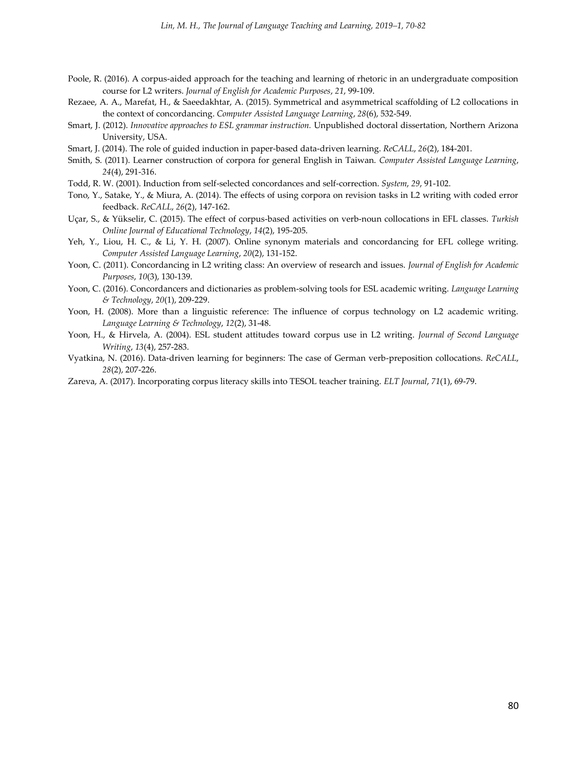Poole, R. (2016). A corpus-aided approach for the teaching and learning of rhetoric in an undergraduate composition course for L2 writers. *Journal of English for Academic Purposes*, *21*, 99-109.

Rezaee, A. A., Marefat, H., & Saeedakhtar, A. (2015). Symmetrical and asymmetrical scaffolding of L2 collocations in the context of concordancing. *Computer Assisted Language Learning*, *28*(6), 532-549.

Smart, J. (2012). *Innovative approaches to ESL grammar instruction.* Unpublished doctoral dissertation, Northern Arizona University, USA.

Smart, J. (2014). The role of guided induction in paper-based data-driven learning. *ReCALL*, *26*(2), 184-201.

Smith, S. (2011). Learner construction of corpora for general English in Taiwan. *Computer Assisted Language Learning*, *24*(4), 291-316.

Todd, R. W. (2001). Induction from self-selected concordances and self-correction. *System*, *29*, 91-102.

Tono, Y., Satake, Y., & Miura, A. (2014). The effects of using corpora on revision tasks in L2 writing with coded error feedback. *ReCALL*, *26*(2), 147-162.

Uçar, S., & Yükselir, C. (2015). The effect of corpus-based activities on verb-noun collocations in EFL classes. *Turkish Online Journal of Educational Technology*, *14*(2), 195-205.

Yeh, Y., Liou, H. C., & Li, Y. H. (2007). Online synonym materials and concordancing for EFL college writing. *Computer Assisted Language Learning*, *20*(2), 131-152.

Yoon, C. (2011). Concordancing in L2 writing class: An overview of research and issues. *Journal of English for Academic Purposes*, *10*(3), 130-139.

Yoon, C. (2016). Concordancers and dictionaries as problem-solving tools for ESL academic writing. *Language Learning & Technology*, *20*(1), 209-229.

Yoon, H. (2008). More than a linguistic reference: The influence of corpus technology on L2 academic writing. *Language Learning & Technology*, *12*(2), 31-48.

Yoon, H., & Hirvela, A. (2004). ESL student attitudes toward corpus use in L2 writing. *Journal of Second Language Writing*, *13*(4), 257-283.

Vyatkina, N. (2016). Data-driven learning for beginners: The case of German verb-preposition collocations. *ReCALL*, *28*(2), 207-226.

Zareva, A. (2017). Incorporating corpus literacy skills into TESOL teacher training. *ELT Journal*, *71*(1), 69-79.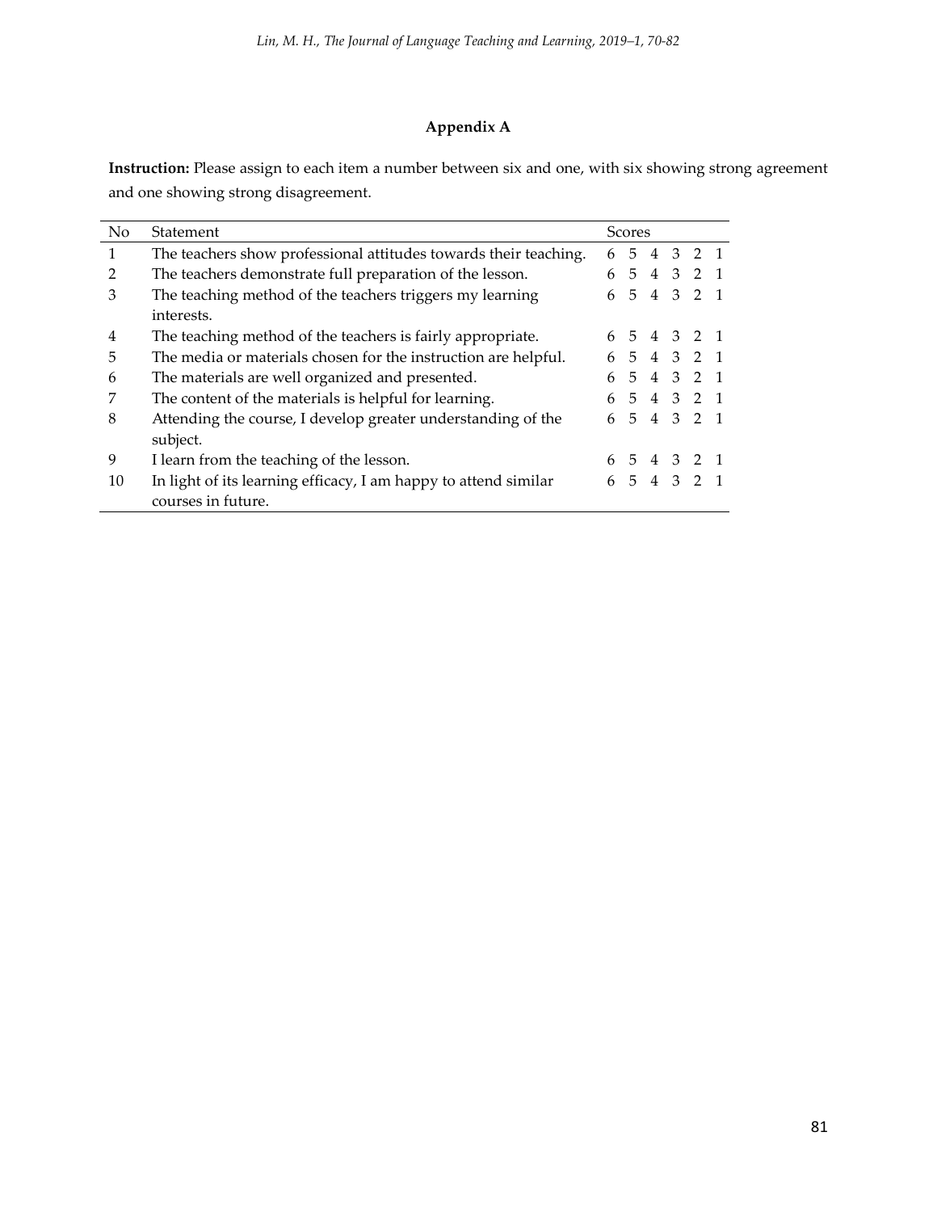## Appendix A

**Instruction:** Please assign to each item a number between six and one, with six showing strong agreement and one showing strong disagreement.

| No | Statement | Scores |
|---|---|---|
| 1 | The teachers show professional attitudes towards their teaching. | 6 5 4 3 2 1 |
| 2 | The teachers demonstrate full preparation of the lesson. | 6 5 4 3 2 1 |
| 3 | The teaching method of the teachers triggers my learning interests. | 6 5 4 3 2 1 |
| 4 | The teaching method of the teachers is fairly appropriate. | 6 5 4 3 2 1 |
| 5 | The media or materials chosen for the instruction are helpful. | 6 5 4 3 2 1 |
| 6 | The materials are well organized and presented. | 6 5 4 3 2 1 |
| 7 | The content of the materials is helpful for learning. | 6 5 4 3 2 1 |
| 8 | Attending the course, I develop greater understanding of the subject. | 6 5 4 3 2 1 |
| 9 | I learn from the teaching of the lesson. | 6 5 4 3 2 1 |
| 10 | In light of its learning efficacy, I am happy to attend similar courses in future. | 6 5 4 3 2 1 |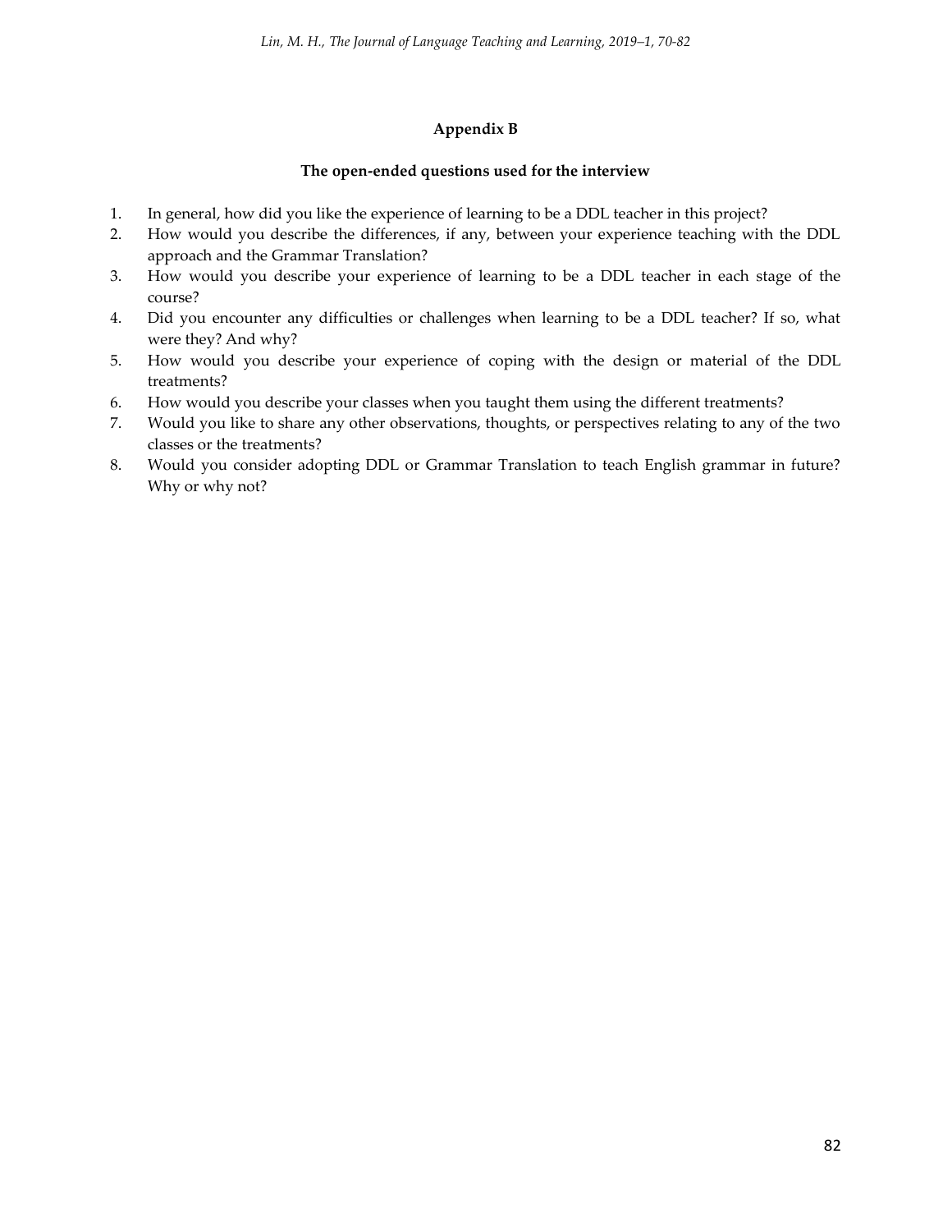## Appendix B

### The open-ended questions used for the interview

1. In general, how did you like the experience of learning to be a DDL teacher in this project?
2. How would you describe the differences, if any, between your experience teaching with the DDL approach and the Grammar Translation?
3. How would you describe your experience of learning to be a DDL teacher in each stage of the course?
4. Did you encounter any difficulties or challenges when learning to be a DDL teacher? If so, what were they? And why?
5. How would you describe your experience of coping with the design or material of the DDL treatments?
6. How would you describe your classes when you taught them using the different treatments?
7. Would you like to share any other observations, thoughts, or perspectives relating to any of the two classes or the treatments?
8. Would you consider adopting DDL or Grammar Translation to teach English grammar in future? Why or why not?